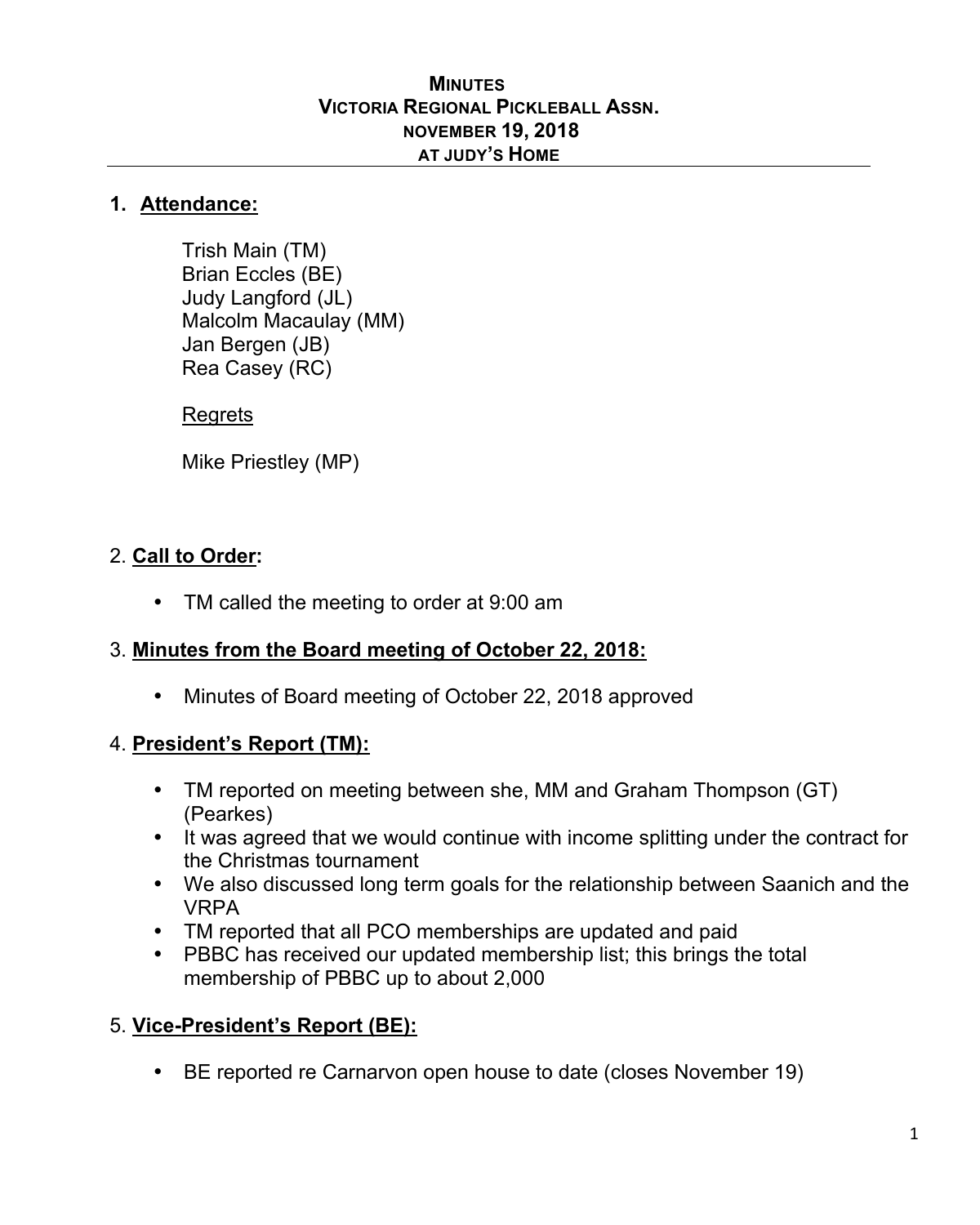# MINUTES
# VICTORIA REGIONAL PICKLEBALL ASSN.
# NOVEMBER 19, 2018
# AT JUDY'S HOME

## 1. Attendance:

Trish Main (TM)
Brian Eccles (BE)
Judy Langford (JL)
Malcolm Macaulay (MM)
Jan Bergen (JB)
Rea Casey (RC)

Regrets

Mike Priestley (MP)

## 2. Call to Order:

- TM called the meeting to order at 9:00 am

## 3. Minutes from the Board meeting of October 22, 2018:

- Minutes of Board meeting of October 22, 2018 approved

## 4. President's Report (TM):

- TM reported on meeting between she, MM and Graham Thompson (GT) (Pearkes)
- It was agreed that we would continue with income splitting under the contract for the Christmas tournament
- We also discussed long term goals for the relationship between Saanich and the VRPA
- TM reported that all PCO memberships are updated and paid
- PBBC has received our updated membership list; this brings the total membership of PBBC up to about 2,000

## 5. Vice-President's Report (BE):

- BE reported re Carnarvon open house to date (closes November 19)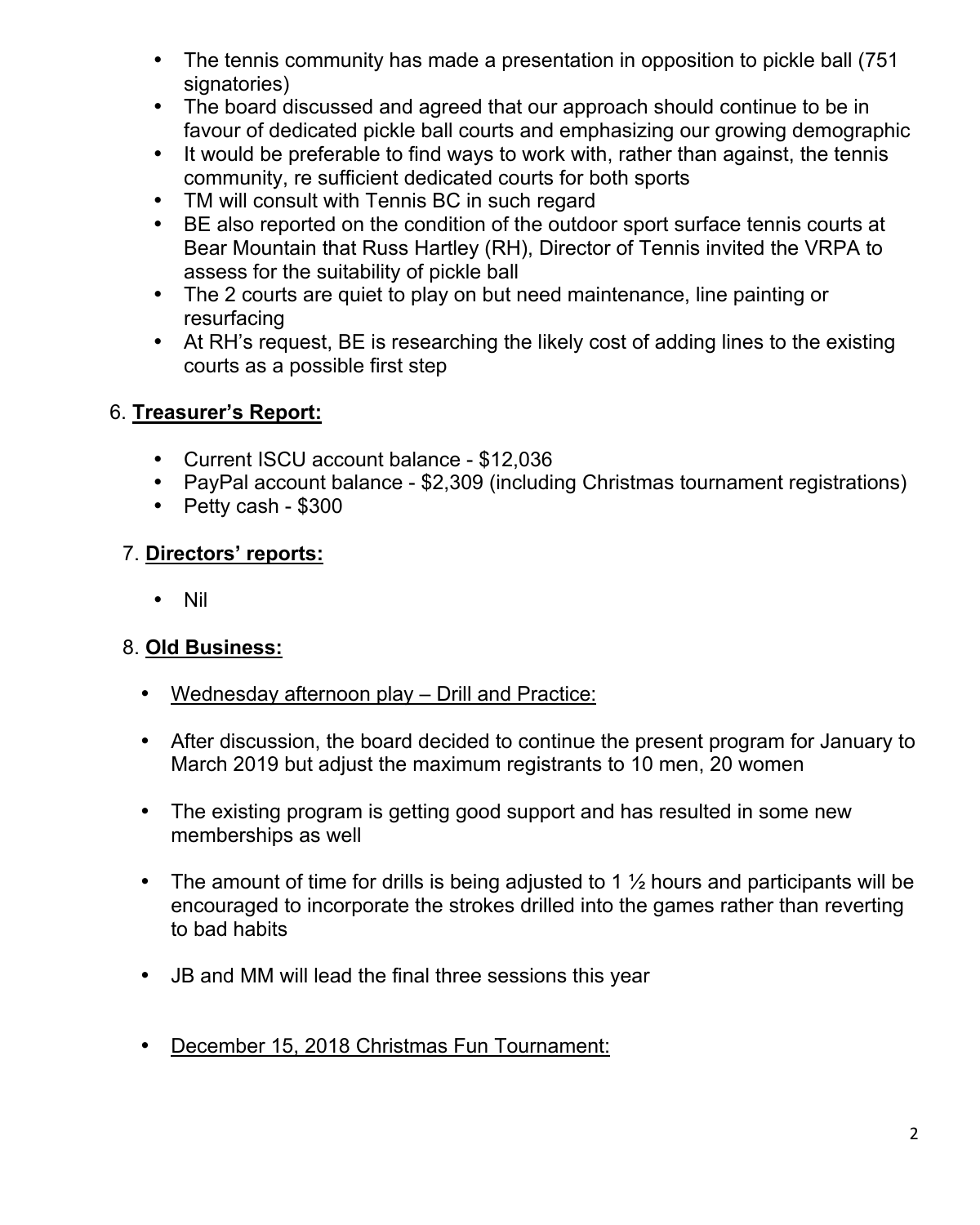- The tennis community has made a presentation in opposition to pickle ball (751 signatories)
- The board discussed and agreed that our approach should continue to be in favour of dedicated pickle ball courts and emphasizing our growing demographic
- It would be preferable to find ways to work with, rather than against, the tennis community, re sufficient dedicated courts for both sports
- TM will consult with Tennis BC in such regard
- BE also reported on the condition of the outdoor sport surface tennis courts at Bear Mountain that Russ Hartley (RH), Director of Tennis invited the VRPA to assess for the suitability of pickle ball
- The 2 courts are quiet to play on but need maintenance, line painting or resurfacing
- At RH's request, BE is researching the likely cost of adding lines to the existing courts as a possible first step

6. **<u>Treasurer's Report:</u>**

- Current ISCU account balance - $12,036
- PayPal account balance - $2,309 (including Christmas tournament registrations)
- Petty cash - $300

7. **<u>Directors' reports:</u>**

- Nil

8. **<u>Old Business:</u>**

- <u>Wednesday afternoon play – Drill and Practice:</u>

- After discussion, the board decided to continue the present program for January to March 2019 but adjust the maximum registrants to 10 men, 20 women

- The existing program is getting good support and has resulted in some new memberships as well

- The amount of time for drills is being adjusted to 1 ½ hours and participants will be encouraged to incorporate the strokes drilled into the games rather than reverting to bad habits

- JB and MM will lead the final three sessions this year

- <u>December 15, 2018 Christmas Fun Tournament:</u>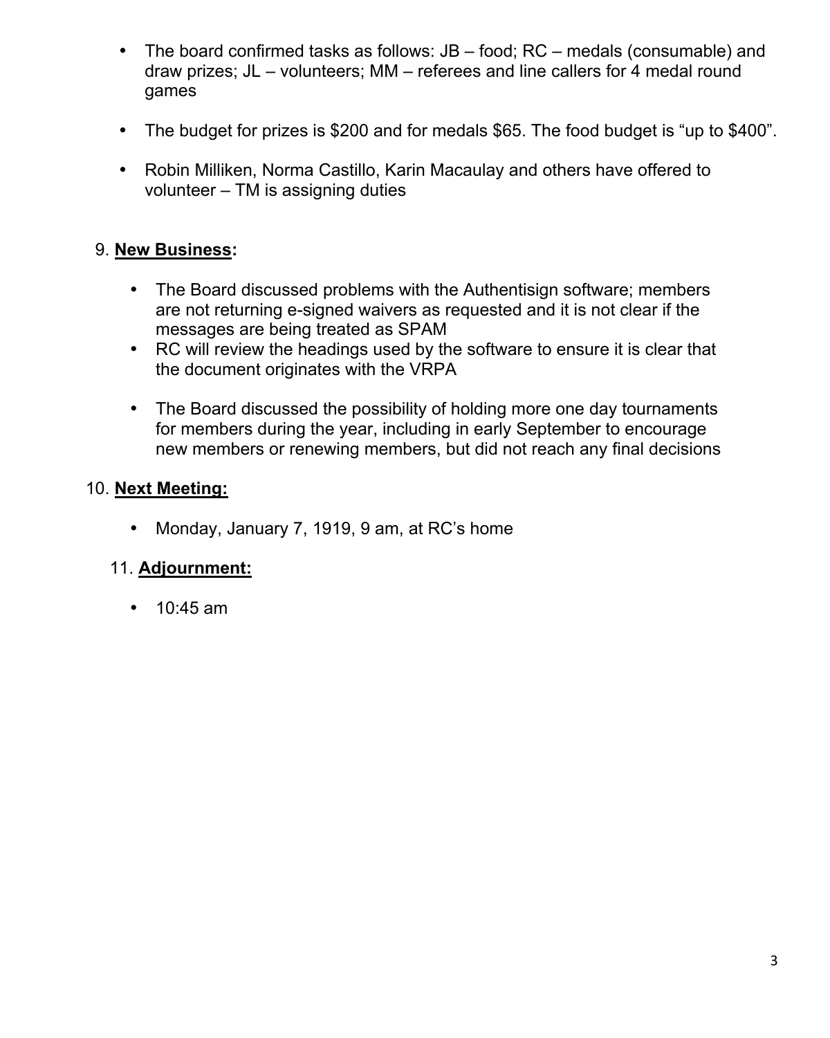- The board confirmed tasks as follows: JB – food; RC – medals (consumable) and draw prizes; JL – volunteers; MM – referees and line callers for 4 medal round games

- The budget for prizes is $200 and for medals $65. The food budget is “up to $400”.

- Robin Milliken, Norma Castillo, Karin Macaulay and others have offered to volunteer – TM is assigning duties

9. **New Business:**

- The Board discussed problems with the Authentisign software; members are not returning e-signed waivers as requested and it is not clear if the messages are being treated as SPAM
- RC will review the headings used by the software to ensure it is clear that the document originates with the VRPA

- The Board discussed the possibility of holding more one day tournaments for members during the year, including in early September to encourage new members or renewing members, but did not reach any final decisions

10. **Next Meeting:**

- Monday, January 7, 1919, 9 am, at RC’s home

11. **Adjournment:**

- 10:45 am